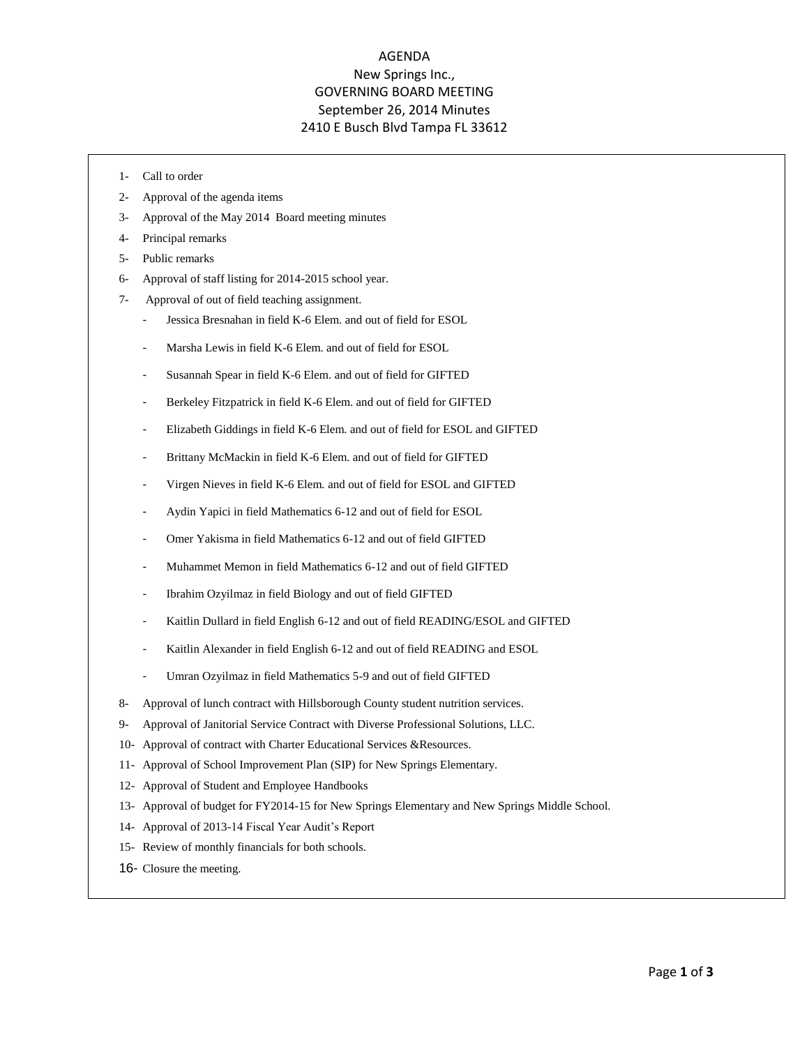# AGENDA

## New Springs Inc.,
## GOVERNING BOARD MEETING
## September 26, 2014 Minutes
## 2410 E Busch Blvd Tampa FL 33612

1- Call to order

2- Approval of the agenda items

3- Approval of the May 2014 Board meeting minutes

4- Principal remarks

5- Public remarks

6- Approval of staff listing for 2014-2015 school year.

7- Approval of out of field teaching assignment.

  - Jessica Bresnahan in field K-6 Elem. and out of field for ESOL
  - Marsha Lewis in field K-6 Elem. and out of field for ESOL
  - Susannah Spear in field K-6 Elem. and out of field for GIFTED
  - Berkeley Fitzpatrick in field K-6 Elem. and out of field for GIFTED
  - Elizabeth Giddings in field K-6 Elem. and out of field for ESOL and GIFTED
  - Brittany McMackin in field K-6 Elem. and out of field for GIFTED
  - Virgen Nieves in field K-6 Elem. and out of field for ESOL and GIFTED
  - Aydin Yapici in field Mathematics 6-12 and out of field for ESOL
  - Omer Yakisma in field Mathematics 6-12 and out of field GIFTED
  - Muhammet Memon in field Mathematics 6-12 and out of field GIFTED
  - Ibrahim Ozyilmaz in field Biology and out of field GIFTED
  - Kaitlin Dullard in field English 6-12 and out of field READING/ESOL and GIFTED
  - Kaitlin Alexander in field English 6-12 and out of field READING and ESOL
  - Umran Ozyilmaz in field Mathematics 5-9 and out of field GIFTED

8- Approval of lunch contract with Hillsborough County student nutrition services.

9- Approval of Janitorial Service Contract with Diverse Professional Solutions, LLC.

10- Approval of contract with Charter Educational Services &Resources.

11- Approval of School Improvement Plan (SIP) for New Springs Elementary.

12- Approval of Student and Employee Handbooks

13- Approval of budget for FY2014-15 for New Springs Elementary and New Springs Middle School.

14- Approval of 2013-14 Fiscal Year Audit's Report

15- Review of monthly financials for both schools.

16- Closure the meeting.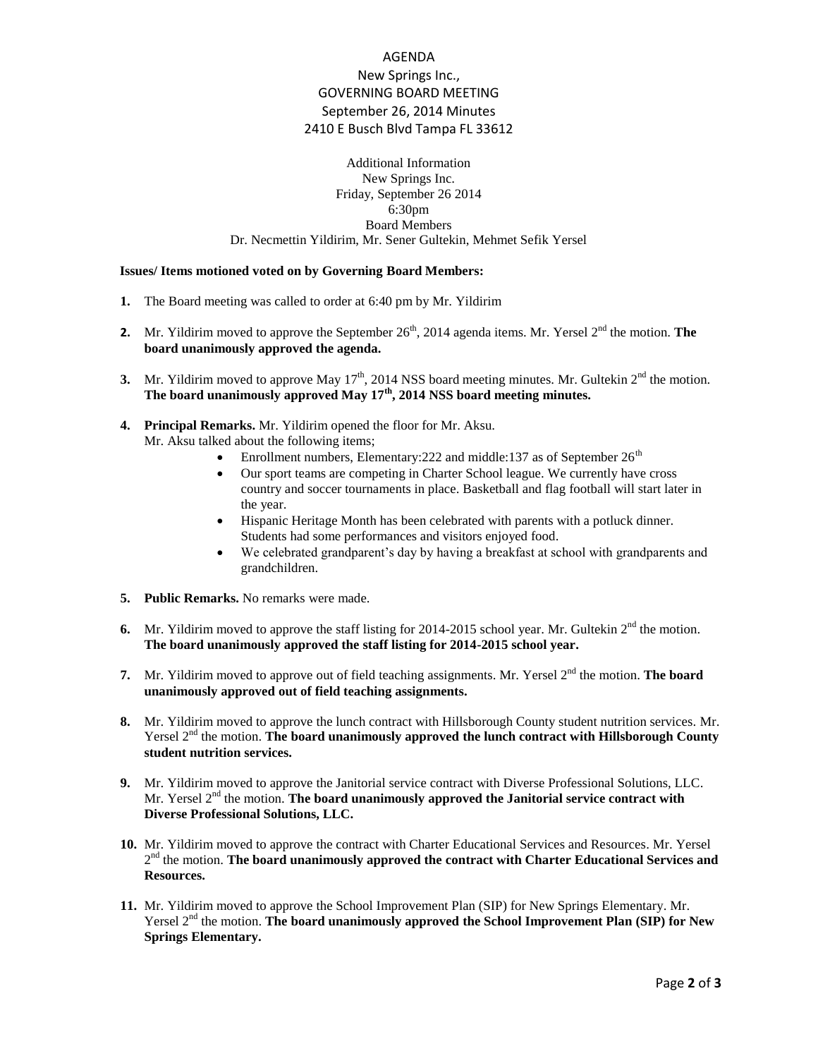# AGENDA

## New Springs Inc., GOVERNING BOARD MEETING

## September 26, 2014 Minutes

## 2410 E Busch Blvd Tampa FL 33612

Additional Information
New Springs Inc.
Friday, September 26 2014
6:30pm
Board Members
Dr. Necmettin Yildirim, Mr. Sener Gultekin, Mehmet Sefik Yersel

**Issues/ Items motioned voted on by Governing Board Members:**

1. The Board meeting was called to order at 6:40 pm by Mr. Yildirim
2. Mr. Yildirim moved to approve the September 26th, 2014 agenda items. Mr. Yersel 2nd the motion. **The board unanimously approved the agenda.**
3. Mr. Yildirim moved to approve May 17th, 2014 NSS board meeting minutes. Mr. Gultekin 2nd the motion. **The board unanimously approved May 17th, 2014 NSS board meeting minutes.**
4. **Principal Remarks.** Mr. Yildirim opened the floor for Mr. Aksu.
   Mr. Aksu talked about the following items;
   - Enrollment numbers, Elementary:222 and middle:137 as of September 26th
   - Our sport teams are competing in Charter School league. We currently have cross country and soccer tournaments in place. Basketball and flag football will start later in the year.
   - Hispanic Heritage Month has been celebrated with parents with a potluck dinner. Students had some performances and visitors enjoyed food.
   - We celebrated grandparent's day by having a breakfast at school with grandparents and grandchildren.
5. **Public Remarks.** No remarks were made.
6. Mr. Yildirim moved to approve the staff listing for 2014-2015 school year. Mr. Gultekin 2nd the motion. **The board unanimously approved the staff listing for 2014-2015 school year.**
7. Mr. Yildirim moved to approve out of field teaching assignments. Mr. Yersel 2nd the motion. **The board unanimously approved out of field teaching assignments.**
8. Mr. Yildirim moved to approve the lunch contract with Hillsborough County student nutrition services. Mr. Yersel 2nd the motion. **The board unanimously approved the lunch contract with Hillsborough County student nutrition services.**
9. Mr. Yildirim moved to approve the Janitorial service contract with Diverse Professional Solutions, LLC. Mr. Yersel 2nd the motion. **The board unanimously approved the Janitorial service contract with Diverse Professional Solutions, LLC.**
10. Mr. Yildirim moved to approve the contract with Charter Educational Services and Resources. Mr. Yersel 2nd the motion. **The board unanimously approved the contract with Charter Educational Services and Resources.**
11. Mr. Yildirim moved to approve the School Improvement Plan (SIP) for New Springs Elementary. Mr. Yersel 2nd the motion. **The board unanimously approved the School Improvement Plan (SIP) for New Springs Elementary.**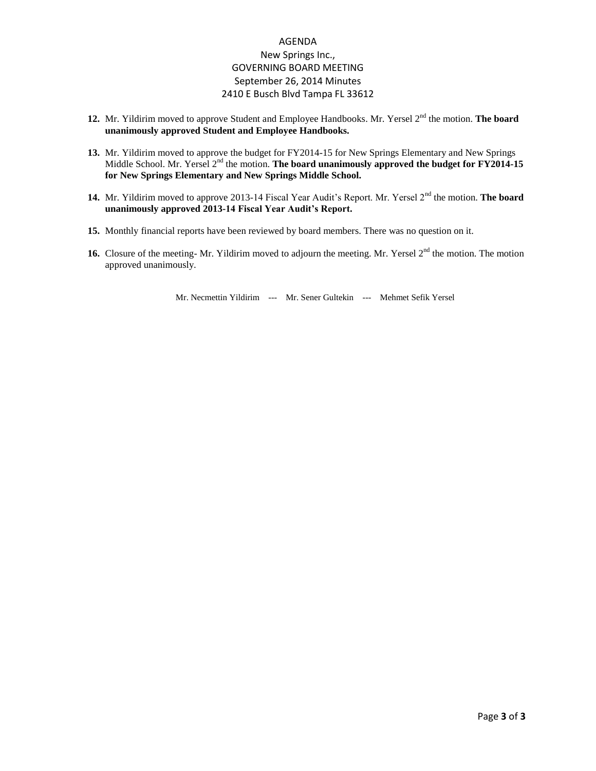AGENDA
New Springs Inc.,
GOVERNING BOARD MEETING
September 26, 2014 Minutes
2410 E Busch Blvd Tampa FL 33612

**12.** Mr. Yildirim moved to approve Student and Employee Handbooks. Mr. Yersel 2nd the motion. **The board unanimously approved Student and Employee Handbooks.**

**13.** Mr. Yildirim moved to approve the budget for FY2014-15 for New Springs Elementary and New Springs Middle School. Mr. Yersel 2nd the motion. **The board unanimously approved the budget for FY2014-15 for New Springs Elementary and New Springs Middle School.**

**14.** Mr. Yildirim moved to approve 2013-14 Fiscal Year Audit's Report. Mr. Yersel 2nd the motion. **The board unanimously approved 2013-14 Fiscal Year Audit's Report.**

**15.** Monthly financial reports have been reviewed by board members. There was no question on it.

**16.** Closure of the meeting- Mr. Yildirim moved to adjourn the meeting. Mr. Yersel 2nd the motion. The motion approved unanimously.

Mr. Necmettin Yildirim --- Mr. Sener Gultekin --- Mehmet Sefik Yersel